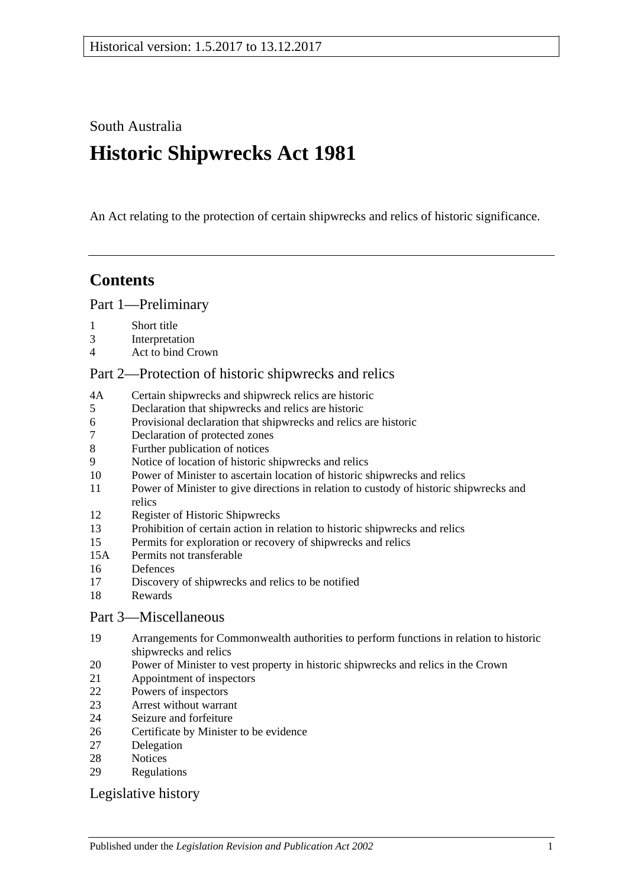Historical version: 1.5.2017 to 13.12.2017

South Australia

# Historic Shipwrecks Act 1981

An Act relating to the protection of certain shipwrecks and relics of historic significance.

## Contents

Part 1—Preliminary

1 Short title
3 Interpretation
4 Act to bind Crown

Part 2—Protection of historic shipwrecks and relics

4A Certain shipwrecks and shipwreck relics are historic
5 Declaration that shipwrecks and relics are historic
6 Provisional declaration that shipwrecks and relics are historic
7 Declaration of protected zones
8 Further publication of notices
9 Notice of location of historic shipwrecks and relics
10 Power of Minister to ascertain location of historic shipwrecks and relics
11 Power of Minister to give directions in relation to custody of historic shipwrecks and relics
12 Register of Historic Shipwrecks
13 Prohibition of certain action in relation to historic shipwrecks and relics
15 Permits for exploration or recovery of shipwrecks and relics
15A Permits not transferable
16 Defences
17 Discovery of shipwrecks and relics to be notified
18 Rewards

Part 3—Miscellaneous

19 Arrangements for Commonwealth authorities to perform functions in relation to historic shipwrecks and relics
20 Power of Minister to vest property in historic shipwrecks and relics in the Crown
21 Appointment of inspectors
22 Powers of inspectors
23 Arrest without warrant
24 Seizure and forfeiture
26 Certificate by Minister to be evidence
27 Delegation
28 Notices
29 Regulations

Legislative history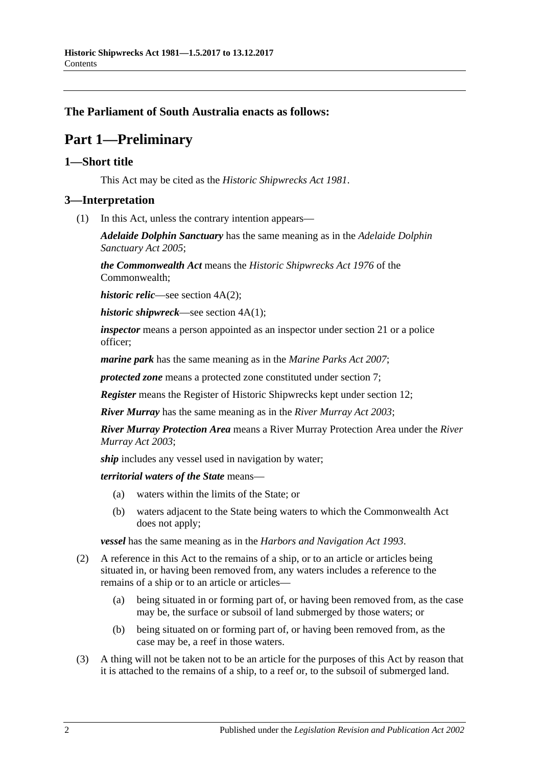**The Parliament of South Australia enacts as follows:**

# Part 1—Preliminary

## 1—Short title

This Act may be cited as the *Historic Shipwrecks Act 1981*.

## 3—Interpretation

(1) In this Act, unless the contrary intention appears—

***Adelaide Dolphin Sanctuary*** has the same meaning as in the *Adelaide Dolphin Sanctuary Act 2005*;

***the Commonwealth Act*** means the *Historic Shipwrecks Act 1976* of the Commonwealth;

***historic relic***—see section 4A(2);

***historic shipwreck***—see section 4A(1);

***inspector*** means a person appointed as an inspector under section 21 or a police officer;

***marine park*** has the same meaning as in the *Marine Parks Act 2007*;

***protected zone*** means a protected zone constituted under section 7;

***Register*** means the Register of Historic Shipwrecks kept under section 12;

***River Murray*** has the same meaning as in the *River Murray Act 2003*;

***River Murray Protection Area*** means a River Murray Protection Area under the *River Murray Act 2003*;

***ship*** includes any vessel used in navigation by water;

***territorial waters of the State*** means—

(a) waters within the limits of the State; or

(b) waters adjacent to the State being waters to which the Commonwealth Act does not apply;

***vessel*** has the same meaning as in the *Harbors and Navigation Act 1993*.

(2) A reference in this Act to the remains of a ship, or to an article or articles being situated in, or having been removed from, any waters includes a reference to the remains of a ship or to an article or articles—

(a) being situated in or forming part of, or having been removed from, as the case may be, the surface or subsoil of land submerged by those waters; or

(b) being situated on or forming part of, or having been removed from, as the case may be, a reef in those waters.

(3) A thing will not be taken not to be an article for the purposes of this Act by reason that it is attached to the remains of a ship, to a reef or, to the subsoil of submerged land.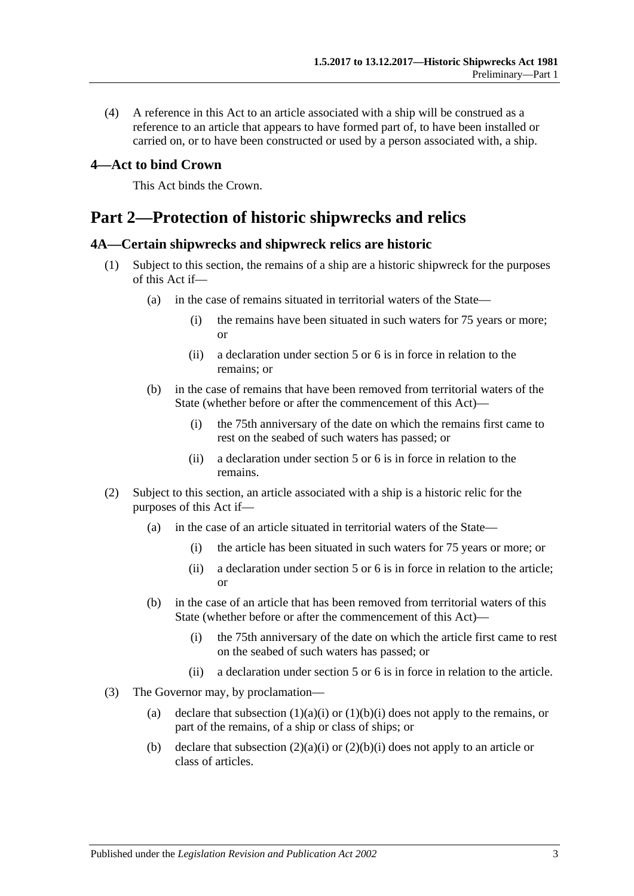(4) A reference in this Act to an article associated with a ship will be construed as a reference to an article that appears to have formed part of, to have been installed or carried on, or to have been constructed or used by a person associated with, a ship.

### 4—Act to bind Crown

This Act binds the Crown.

## Part 2—Protection of historic shipwrecks and relics

### 4A—Certain shipwrecks and shipwreck relics are historic

(1) Subject to this section, the remains of a ship are a historic shipwreck for the purposes of this Act if—

(a) in the case of remains situated in territorial waters of the State—

(i) the remains have been situated in such waters for 75 years or more; or

(ii) a declaration under section 5 or 6 is in force in relation to the remains; or

(b) in the case of remains that have been removed from territorial waters of the State (whether before or after the commencement of this Act)—

(i) the 75th anniversary of the date on which the remains first came to rest on the seabed of such waters has passed; or

(ii) a declaration under section 5 or 6 is in force in relation to the remains.

(2) Subject to this section, an article associated with a ship is a historic relic for the purposes of this Act if—

(a) in the case of an article situated in territorial waters of the State—

(i) the article has been situated in such waters for 75 years or more; or

(ii) a declaration under section 5 or 6 is in force in relation to the article; or

(b) in the case of an article that has been removed from territorial waters of this State (whether before or after the commencement of this Act)—

(i) the 75th anniversary of the date on which the article first came to rest on the seabed of such waters has passed; or

(ii) a declaration under section 5 or 6 is in force in relation to the article.

(3) The Governor may, by proclamation—

(a) declare that subsection (1)(a)(i) or (1)(b)(i) does not apply to the remains, or part of the remains, of a ship or class of ships; or

(b) declare that subsection (2)(a)(i) or (2)(b)(i) does not apply to an article or class of articles.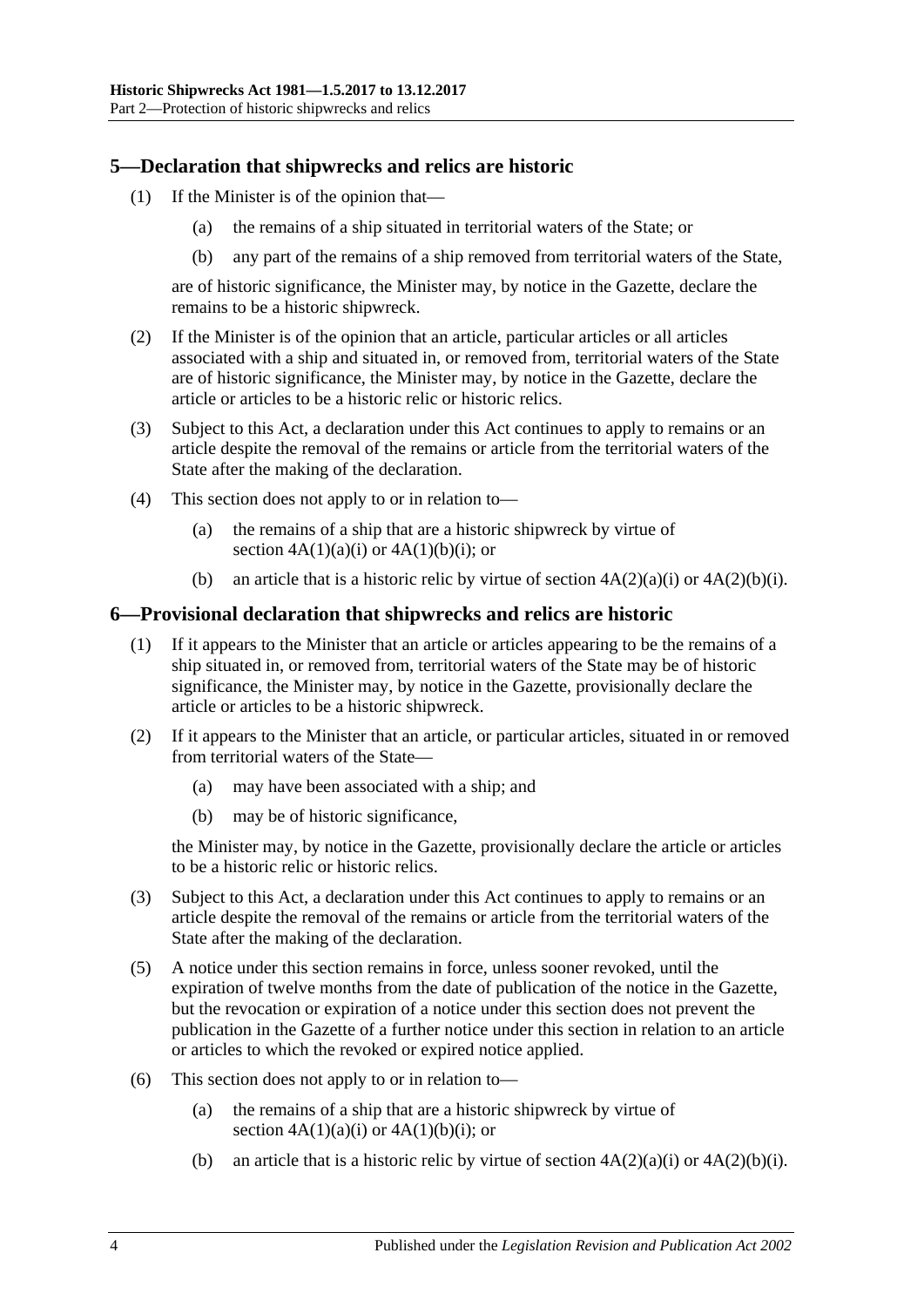## 5—Declaration that shipwrecks and relics are historic

(1) If the Minister is of the opinion that—

(a) the remains of a ship situated in territorial waters of the State; or

(b) any part of the remains of a ship removed from territorial waters of the State,

are of historic significance, the Minister may, by notice in the Gazette, declare the remains to be a historic shipwreck.

(2) If the Minister is of the opinion that an article, particular articles or all articles associated with a ship and situated in, or removed from, territorial waters of the State are of historic significance, the Minister may, by notice in the Gazette, declare the article or articles to be a historic relic or historic relics.

(3) Subject to this Act, a declaration under this Act continues to apply to remains or an article despite the removal of the remains or article from the territorial waters of the State after the making of the declaration.

(4) This section does not apply to or in relation to—

(a) the remains of a ship that are a historic shipwreck by virtue of section 4A(1)(a)(i) or 4A(1)(b)(i); or

(b) an article that is a historic relic by virtue of section 4A(2)(a)(i) or 4A(2)(b)(i).

## 6—Provisional declaration that shipwrecks and relics are historic

(1) If it appears to the Minister that an article or articles appearing to be the remains of a ship situated in, or removed from, territorial waters of the State may be of historic significance, the Minister may, by notice in the Gazette, provisionally declare the article or articles to be a historic shipwreck.

(2) If it appears to the Minister that an article, or particular articles, situated in or removed from territorial waters of the State—

(a) may have been associated with a ship; and

(b) may be of historic significance,

the Minister may, by notice in the Gazette, provisionally declare the article or articles to be a historic relic or historic relics.

(3) Subject to this Act, a declaration under this Act continues to apply to remains or an article despite the removal of the remains or article from the territorial waters of the State after the making of the declaration.

(5) A notice under this section remains in force, unless sooner revoked, until the expiration of twelve months from the date of publication of the notice in the Gazette, but the revocation or expiration of a notice under this section does not prevent the publication in the Gazette of a further notice under this section in relation to an article or articles to which the revoked or expired notice applied.

(6) This section does not apply to or in relation to—

(a) the remains of a ship that are a historic shipwreck by virtue of section 4A(1)(a)(i) or 4A(1)(b)(i); or

(b) an article that is a historic relic by virtue of section 4A(2)(a)(i) or 4A(2)(b)(i).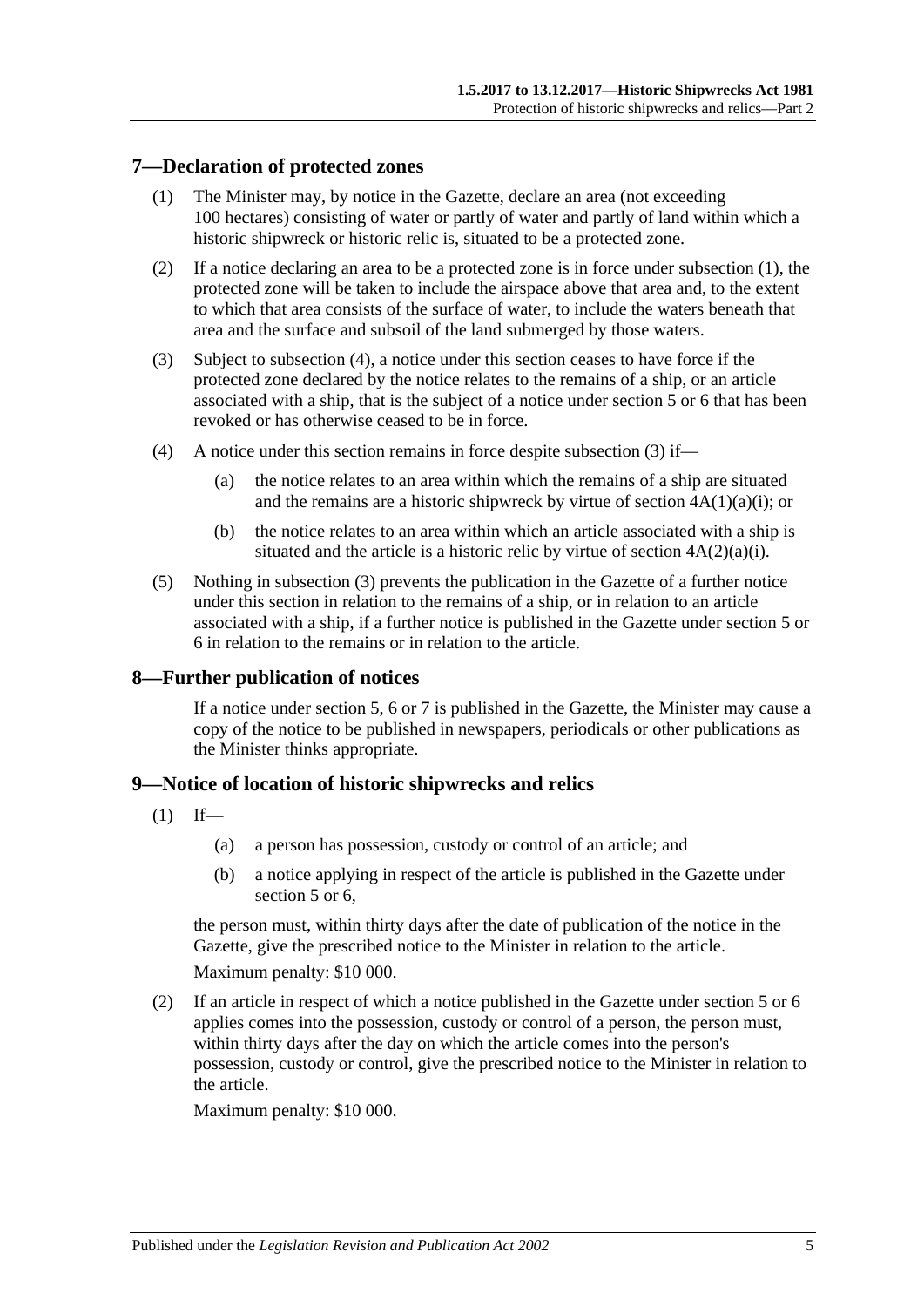## 7—Declaration of protected zones

(1) The Minister may, by notice in the Gazette, declare an area (not exceeding 100 hectares) consisting of water or partly of water and partly of land within which a historic shipwreck or historic relic is, situated to be a protected zone.

(2) If a notice declaring an area to be a protected zone is in force under subsection (1), the protected zone will be taken to include the airspace above that area and, to the extent to which that area consists of the surface of water, to include the waters beneath that area and the surface and subsoil of the land submerged by those waters.

(3) Subject to subsection (4), a notice under this section ceases to have force if the protected zone declared by the notice relates to the remains of a ship, or an article associated with a ship, that is the subject of a notice under section 5 or 6 that has been revoked or has otherwise ceased to be in force.

(4) A notice under this section remains in force despite subsection (3) if—

(a) the notice relates to an area within which the remains of a ship are situated and the remains are a historic shipwreck by virtue of section 4A(1)(a)(i); or

(b) the notice relates to an area within which an article associated with a ship is situated and the article is a historic relic by virtue of section 4A(2)(a)(i).

(5) Nothing in subsection (3) prevents the publication in the Gazette of a further notice under this section in relation to the remains of a ship, or in relation to an article associated with a ship, if a further notice is published in the Gazette under section 5 or 6 in relation to the remains or in relation to the article.

## 8—Further publication of notices

If a notice under section 5, 6 or 7 is published in the Gazette, the Minister may cause a copy of the notice to be published in newspapers, periodicals or other publications as the Minister thinks appropriate.

## 9—Notice of location of historic shipwrecks and relics

(1) If—

(a) a person has possession, custody or control of an article; and

(b) a notice applying in respect of the article is published in the Gazette under section 5 or 6,

the person must, within thirty days after the date of publication of the notice in the Gazette, give the prescribed notice to the Minister in relation to the article.

Maximum penalty: $10 000.

(2) If an article in respect of which a notice published in the Gazette under section 5 or 6 applies comes into the possession, custody or control of a person, the person must, within thirty days after the day on which the article comes into the person's possession, custody or control, give the prescribed notice to the Minister in relation to the article.

Maximum penalty: $10 000.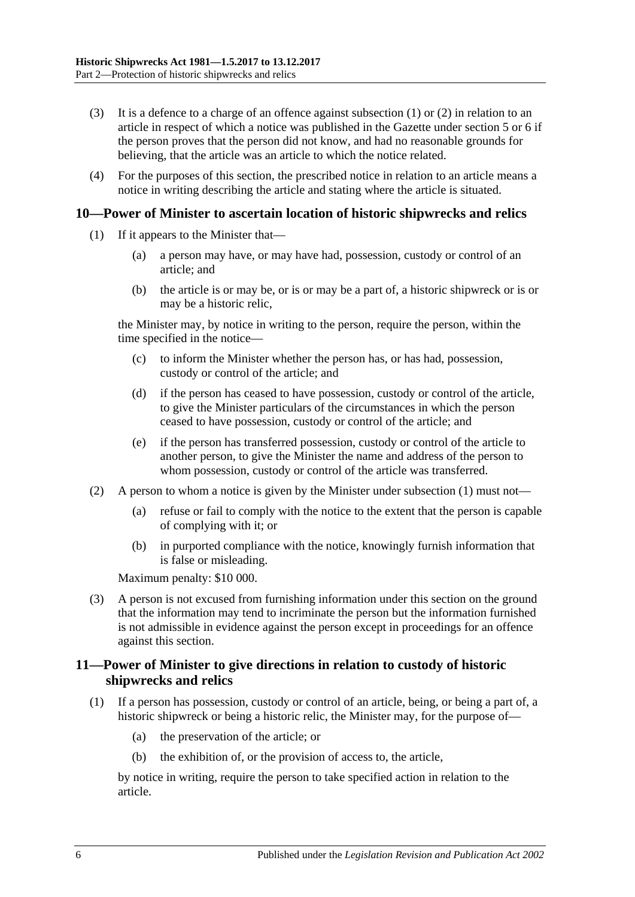(3) It is a defence to a charge of an offence against subsection (1) or (2) in relation to an article in respect of which a notice was published in the Gazette under section 5 or 6 if the person proves that the person did not know, and had no reasonable grounds for believing, that the article was an article to which the notice related.

(4) For the purposes of this section, the prescribed notice in relation to an article means a notice in writing describing the article and stating where the article is situated.

## 10—Power of Minister to ascertain location of historic shipwrecks and relics

(1) If it appears to the Minister that—

(a) a person may have, or may have had, possession, custody or control of an article; and

(b) the article is or may be, or is or may be a part of, a historic shipwreck or is or may be a historic relic,

the Minister may, by notice in writing to the person, require the person, within the time specified in the notice—

(c) to inform the Minister whether the person has, or has had, possession, custody or control of the article; and

(d) if the person has ceased to have possession, custody or control of the article, to give the Minister particulars of the circumstances in which the person ceased to have possession, custody or control of the article; and

(e) if the person has transferred possession, custody or control of the article to another person, to give the Minister the name and address of the person to whom possession, custody or control of the article was transferred.

(2) A person to whom a notice is given by the Minister under subsection (1) must not—

(a) refuse or fail to comply with the notice to the extent that the person is capable of complying with it; or

(b) in purported compliance with the notice, knowingly furnish information that is false or misleading.

Maximum penalty: $10 000.

(3) A person is not excused from furnishing information under this section on the ground that the information may tend to incriminate the person but the information furnished is not admissible in evidence against the person except in proceedings for an offence against this section.

## 11—Power of Minister to give directions in relation to custody of historic shipwrecks and relics

(1) If a person has possession, custody or control of an article, being, or being a part of, a historic shipwreck or being a historic relic, the Minister may, for the purpose of—

(a) the preservation of the article; or

(b) the exhibition of, or the provision of access to, the article,

by notice in writing, require the person to take specified action in relation to the article.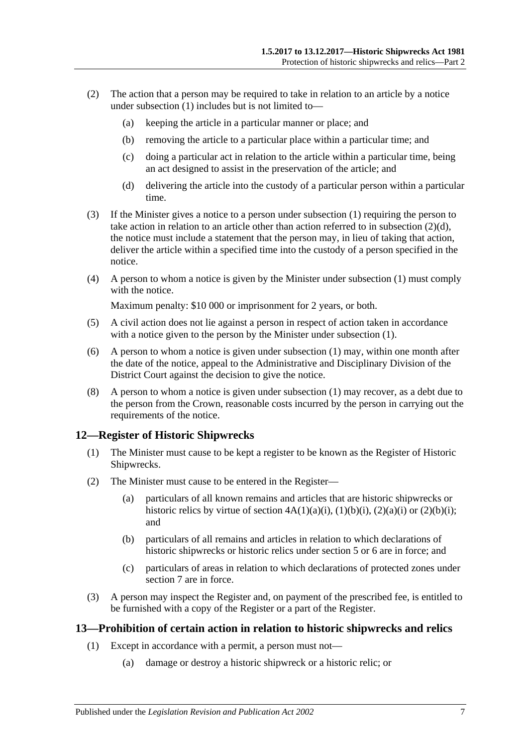(2) The action that a person may be required to take in relation to an article by a notice under subsection (1) includes but is not limited to—

(a) keeping the article in a particular manner or place; and

(b) removing the article to a particular place within a particular time; and

(c) doing a particular act in relation to the article within a particular time, being an act designed to assist in the preservation of the article; and

(d) delivering the article into the custody of a particular person within a particular time.

(3) If the Minister gives a notice to a person under subsection (1) requiring the person to take action in relation to an article other than action referred to in subsection (2)(d), the notice must include a statement that the person may, in lieu of taking that action, deliver the article within a specified time into the custody of a person specified in the notice.

(4) A person to whom a notice is given by the Minister under subsection (1) must comply with the notice.

Maximum penalty: $10 000 or imprisonment for 2 years, or both.

(5) A civil action does not lie against a person in respect of action taken in accordance with a notice given to the person by the Minister under subsection (1).

(6) A person to whom a notice is given under subsection (1) may, within one month after the date of the notice, appeal to the Administrative and Disciplinary Division of the District Court against the decision to give the notice.

(8) A person to whom a notice is given under subsection (1) may recover, as a debt due to the person from the Crown, reasonable costs incurred by the person in carrying out the requirements of the notice.

## 12—Register of Historic Shipwrecks

(1) The Minister must cause to be kept a register to be known as the Register of Historic Shipwrecks.

(2) The Minister must cause to be entered in the Register—

(a) particulars of all known remains and articles that are historic shipwrecks or historic relics by virtue of section 4A(1)(a)(i), (1)(b)(i), (2)(a)(i) or (2)(b)(i); and

(b) particulars of all remains and articles in relation to which declarations of historic shipwrecks or historic relics under section 5 or 6 are in force; and

(c) particulars of areas in relation to which declarations of protected zones under section 7 are in force.

(3) A person may inspect the Register and, on payment of the prescribed fee, is entitled to be furnished with a copy of the Register or a part of the Register.

## 13—Prohibition of certain action in relation to historic shipwrecks and relics

(1) Except in accordance with a permit, a person must not—

(a) damage or destroy a historic shipwreck or a historic relic; or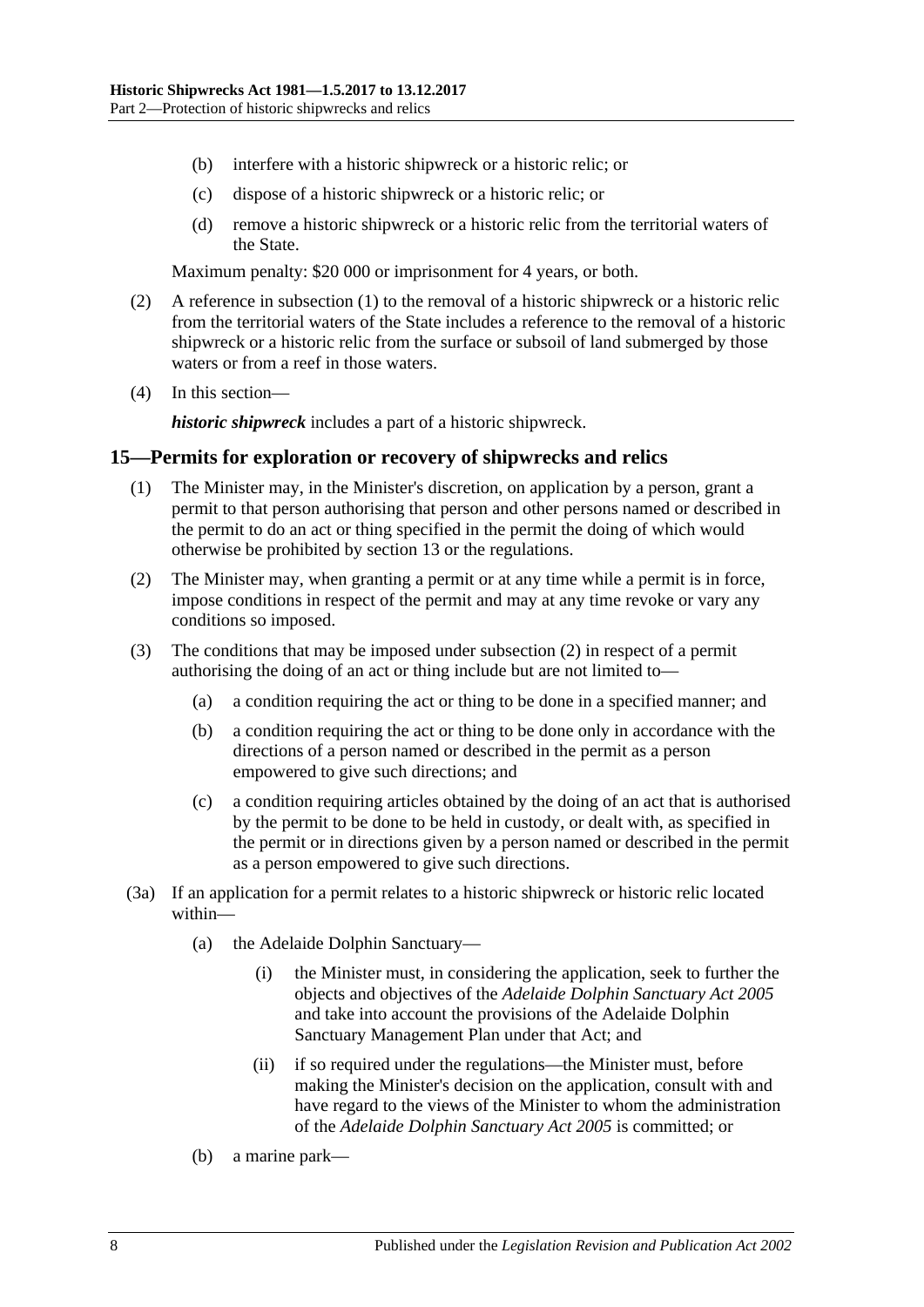(b) interfere with a historic shipwreck or a historic relic; or

(c) dispose of a historic shipwreck or a historic relic; or

(d) remove a historic shipwreck or a historic relic from the territorial waters of the State.

Maximum penalty: $20 000 or imprisonment for 4 years, or both.

(2) A reference in subsection (1) to the removal of a historic shipwreck or a historic relic from the territorial waters of the State includes a reference to the removal of a historic shipwreck or a historic relic from the surface or subsoil of land submerged by those waters or from a reef in those waters.

(4) In this section—

***historic shipwreck*** includes a part of a historic shipwreck.

## 15—Permits for exploration or recovery of shipwrecks and relics

(1) The Minister may, in the Minister's discretion, on application by a person, grant a permit to that person authorising that person and other persons named or described in the permit to do an act or thing specified in the permit the doing of which would otherwise be prohibited by section 13 or the regulations.

(2) The Minister may, when granting a permit or at any time while a permit is in force, impose conditions in respect of the permit and may at any time revoke or vary any conditions so imposed.

(3) The conditions that may be imposed under subsection (2) in respect of a permit authorising the doing of an act or thing include but are not limited to—

(a) a condition requiring the act or thing to be done in a specified manner; and

(b) a condition requiring the act or thing to be done only in accordance with the directions of a person named or described in the permit as a person empowered to give such directions; and

(c) a condition requiring articles obtained by the doing of an act that is authorised by the permit to be done to be held in custody, or dealt with, as specified in the permit or in directions given by a person named or described in the permit as a person empowered to give such directions.

(3a) If an application for a permit relates to a historic shipwreck or historic relic located within—

(a) the Adelaide Dolphin Sanctuary—

(i) the Minister must, in considering the application, seek to further the objects and objectives of the *Adelaide Dolphin Sanctuary Act 2005* and take into account the provisions of the Adelaide Dolphin Sanctuary Management Plan under that Act; and

(ii) if so required under the regulations—the Minister must, before making the Minister's decision on the application, consult with and have regard to the views of the Minister to whom the administration of the *Adelaide Dolphin Sanctuary Act 2005* is committed; or

(b) a marine park—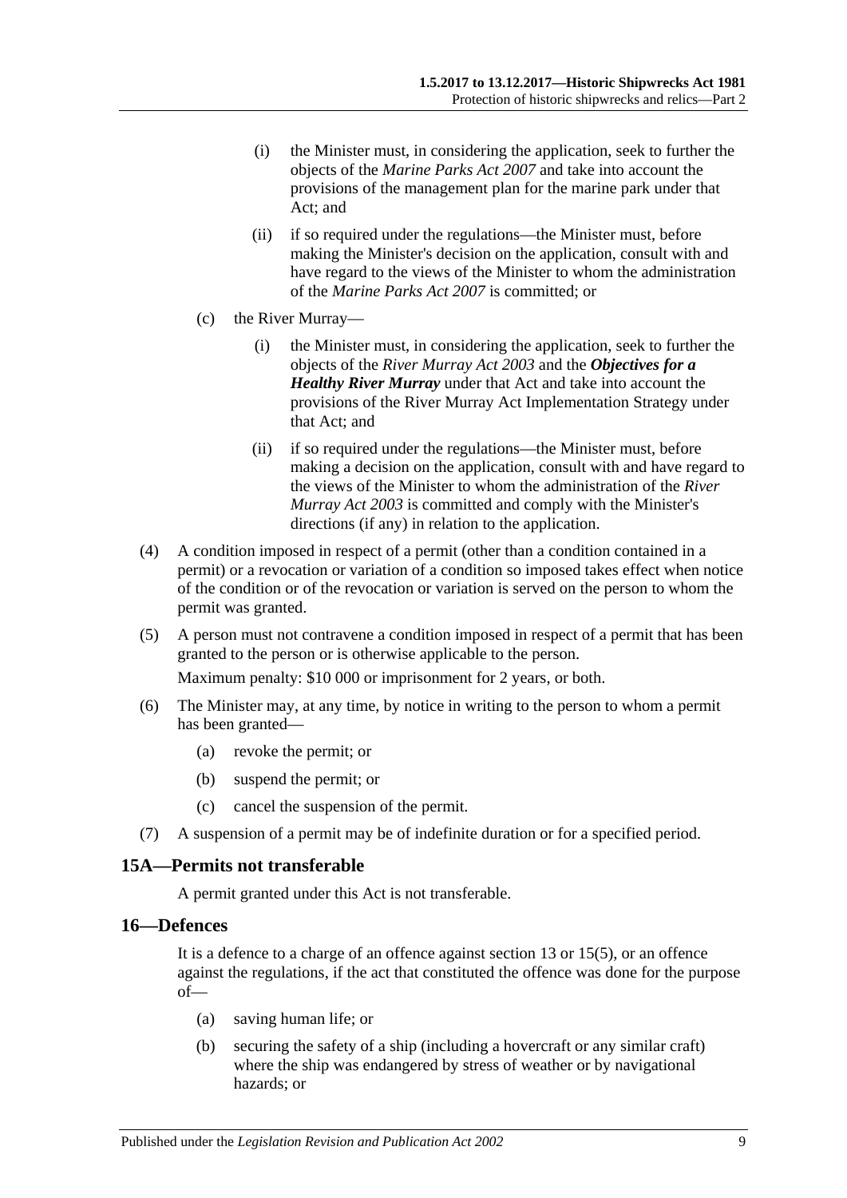(i) the Minister must, in considering the application, seek to further the objects of the *Marine Parks Act 2007* and take into account the provisions of the management plan for the marine park under that Act; and

(ii) if so required under the regulations—the Minister must, before making the Minister's decision on the application, consult with and have regard to the views of the Minister to whom the administration of the *Marine Parks Act 2007* is committed; or

(c) the River Murray—

(i) the Minister must, in considering the application, seek to further the objects of the *River Murray Act 2003* and the ***Objectives for a Healthy River Murray*** under that Act and take into account the provisions of the River Murray Act Implementation Strategy under that Act; and

(ii) if so required under the regulations—the Minister must, before making a decision on the application, consult with and have regard to the views of the Minister to whom the administration of the *River Murray Act 2003* is committed and comply with the Minister's directions (if any) in relation to the application.

(4) A condition imposed in respect of a permit (other than a condition contained in a permit) or a revocation or variation of a condition so imposed takes effect when notice of the condition or of the revocation or variation is served on the person to whom the permit was granted.

(5) A person must not contravene a condition imposed in respect of a permit that has been granted to the person or is otherwise applicable to the person.

Maximum penalty: $10 000 or imprisonment for 2 years, or both.

(6) The Minister may, at any time, by notice in writing to the person to whom a permit has been granted—

(a) revoke the permit; or

(b) suspend the permit; or

(c) cancel the suspension of the permit.

(7) A suspension of a permit may be of indefinite duration or for a specified period.

## 15A—Permits not transferable

A permit granted under this Act is not transferable.

## 16—Defences

It is a defence to a charge of an offence against section 13 or 15(5), or an offence against the regulations, if the act that constituted the offence was done for the purpose of—

(a) saving human life; or

(b) securing the safety of a ship (including a hovercraft or any similar craft) where the ship was endangered by stress of weather or by navigational hazards; or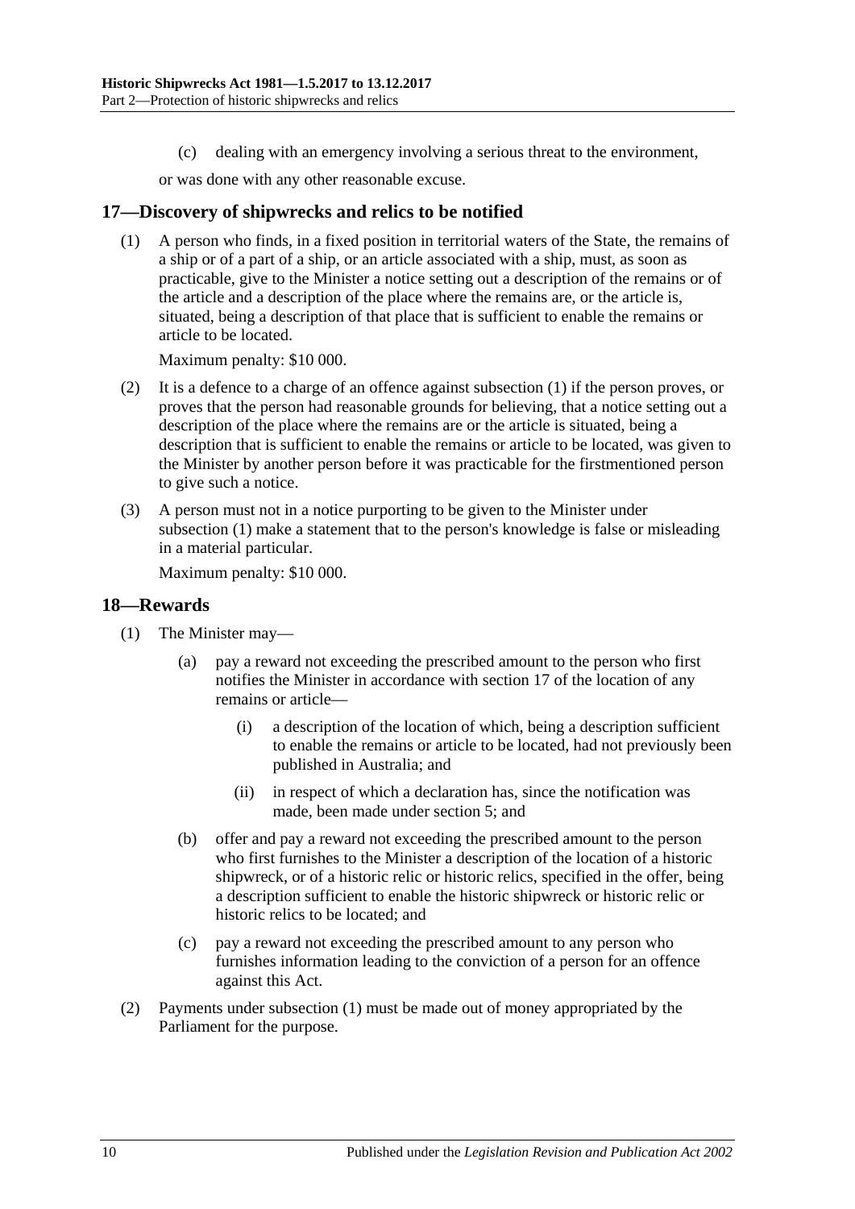(c) dealing with an emergency involving a serious threat to the environment,

or was done with any other reasonable excuse.

## 17—Discovery of shipwrecks and relics to be notified

(1) A person who finds, in a fixed position in territorial waters of the State, the remains of a ship or of a part of a ship, or an article associated with a ship, must, as soon as practicable, give to the Minister a notice setting out a description of the remains or of the article and a description of the place where the remains are, or the article is, situated, being a description of that place that is sufficient to enable the remains or article to be located.

Maximum penalty: $10 000.

(2) It is a defence to a charge of an offence against subsection (1) if the person proves, or proves that the person had reasonable grounds for believing, that a notice setting out a description of the place where the remains are or the article is situated, being a description that is sufficient to enable the remains or article to be located, was given to the Minister by another person before it was practicable for the firstmentioned person to give such a notice.

(3) A person must not in a notice purporting to be given to the Minister under subsection (1) make a statement that to the person's knowledge is false or misleading in a material particular.

Maximum penalty: $10 000.

## 18—Rewards

(1) The Minister may—

(a) pay a reward not exceeding the prescribed amount to the person who first notifies the Minister in accordance with section 17 of the location of any remains or article—

(i) a description of the location of which, being a description sufficient to enable the remains or article to be located, had not previously been published in Australia; and

(ii) in respect of which a declaration has, since the notification was made, been made under section 5; and

(b) offer and pay a reward not exceeding the prescribed amount to the person who first furnishes to the Minister a description of the location of a historic shipwreck, or of a historic relic or historic relics, specified in the offer, being a description sufficient to enable the historic shipwreck or historic relic or historic relics to be located; and

(c) pay a reward not exceeding the prescribed amount to any person who furnishes information leading to the conviction of a person for an offence against this Act.

(2) Payments under subsection (1) must be made out of money appropriated by the Parliament for the purpose.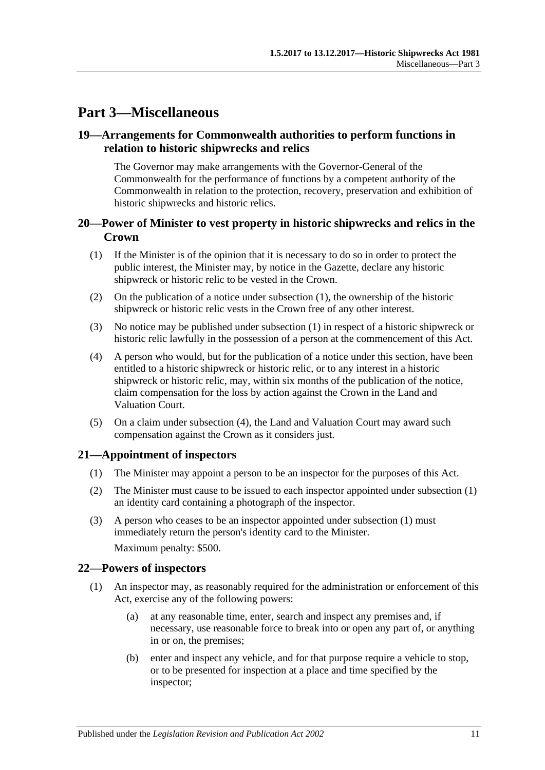# Part 3—Miscellaneous

## 19—Arrangements for Commonwealth authorities to perform functions in relation to historic shipwrecks and relics

The Governor may make arrangements with the Governor-General of the Commonwealth for the performance of functions by a competent authority of the Commonwealth in relation to the protection, recovery, preservation and exhibition of historic shipwrecks and historic relics.

## 20—Power of Minister to vest property in historic shipwrecks and relics in the Crown

(1) If the Minister is of the opinion that it is necessary to do so in order to protect the public interest, the Minister may, by notice in the Gazette, declare any historic shipwreck or historic relic to be vested in the Crown.

(2) On the publication of a notice under subsection (1), the ownership of the historic shipwreck or historic relic vests in the Crown free of any other interest.

(3) No notice may be published under subsection (1) in respect of a historic shipwreck or historic relic lawfully in the possession of a person at the commencement of this Act.

(4) A person who would, but for the publication of a notice under this section, have been entitled to a historic shipwreck or historic relic, or to any interest in a historic shipwreck or historic relic, may, within six months of the publication of the notice, claim compensation for the loss by action against the Crown in the Land and Valuation Court.

(5) On a claim under subsection (4), the Land and Valuation Court may award such compensation against the Crown as it considers just.

## 21—Appointment of inspectors

(1) The Minister may appoint a person to be an inspector for the purposes of this Act.

(2) The Minister must cause to be issued to each inspector appointed under subsection (1) an identity card containing a photograph of the inspector.

(3) A person who ceases to be an inspector appointed under subsection (1) must immediately return the person's identity card to the Minister.

Maximum penalty: $500.

## 22—Powers of inspectors

(1) An inspector may, as reasonably required for the administration or enforcement of this Act, exercise any of the following powers:

(a) at any reasonable time, enter, search and inspect any premises and, if necessary, use reasonable force to break into or open any part of, or anything in or on, the premises;

(b) enter and inspect any vehicle, and for that purpose require a vehicle to stop, or to be presented for inspection at a place and time specified by the inspector;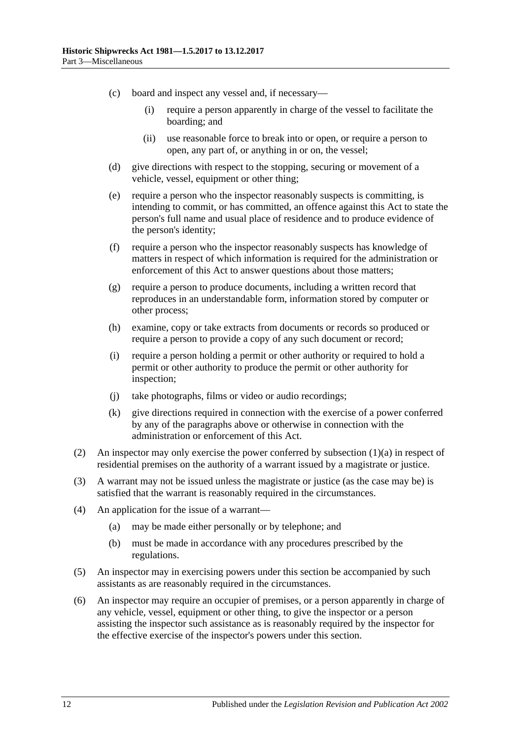(c) board and inspect any vessel and, if necessary—

(i) require a person apparently in charge of the vessel to facilitate the boarding; and

(ii) use reasonable force to break into or open, or require a person to open, any part of, or anything in or on, the vessel;

(d) give directions with respect to the stopping, securing or movement of a vehicle, vessel, equipment or other thing;

(e) require a person who the inspector reasonably suspects is committing, is intending to commit, or has committed, an offence against this Act to state the person's full name and usual place of residence and to produce evidence of the person's identity;

(f) require a person who the inspector reasonably suspects has knowledge of matters in respect of which information is required for the administration or enforcement of this Act to answer questions about those matters;

(g) require a person to produce documents, including a written record that reproduces in an understandable form, information stored by computer or other process;

(h) examine, copy or take extracts from documents or records so produced or require a person to provide a copy of any such document or record;

(i) require a person holding a permit or other authority or required to hold a permit or other authority to produce the permit or other authority for inspection;

(j) take photographs, films or video or audio recordings;

(k) give directions required in connection with the exercise of a power conferred by any of the paragraphs above or otherwise in connection with the administration or enforcement of this Act.

(2) An inspector may only exercise the power conferred by subsection (1)(a) in respect of residential premises on the authority of a warrant issued by a magistrate or justice.

(3) A warrant may not be issued unless the magistrate or justice (as the case may be) is satisfied that the warrant is reasonably required in the circumstances.

(4) An application for the issue of a warrant—

(a) may be made either personally or by telephone; and

(b) must be made in accordance with any procedures prescribed by the regulations.

(5) An inspector may in exercising powers under this section be accompanied by such assistants as are reasonably required in the circumstances.

(6) An inspector may require an occupier of premises, or a person apparently in charge of any vehicle, vessel, equipment or other thing, to give the inspector or a person assisting the inspector such assistance as is reasonably required by the inspector for the effective exercise of the inspector's powers under this section.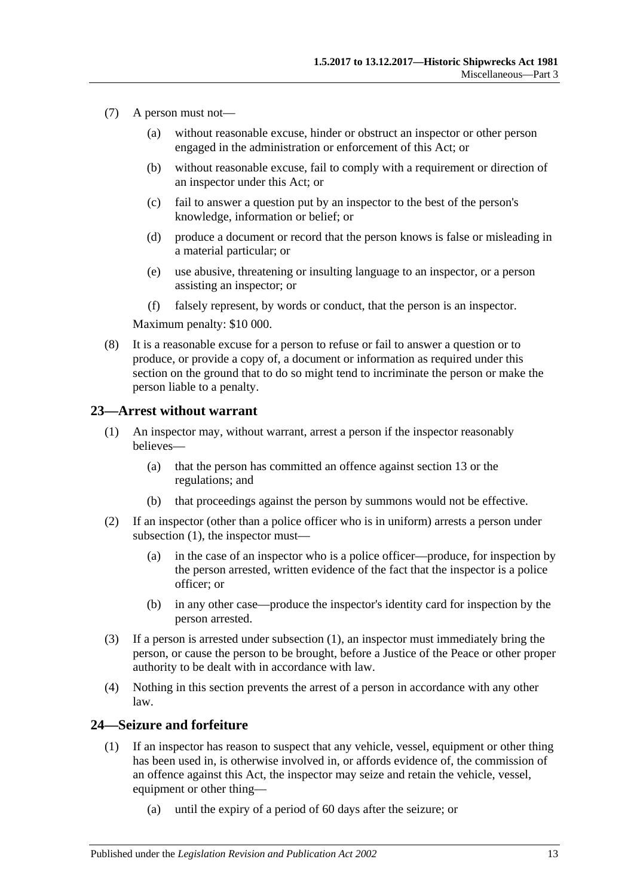(7) A person must not—

(a) without reasonable excuse, hinder or obstruct an inspector or other person engaged in the administration or enforcement of this Act; or

(b) without reasonable excuse, fail to comply with a requirement or direction of an inspector under this Act; or

(c) fail to answer a question put by an inspector to the best of the person's knowledge, information or belief; or

(d) produce a document or record that the person knows is false or misleading in a material particular; or

(e) use abusive, threatening or insulting language to an inspector, or a person assisting an inspector; or

(f) falsely represent, by words or conduct, that the person is an inspector.

Maximum penalty: $10 000.

(8) It is a reasonable excuse for a person to refuse or fail to answer a question or to produce, or provide a copy of, a document or information as required under this section on the ground that to do so might tend to incriminate the person or make the person liable to a penalty.

## 23—Arrest without warrant

(1) An inspector may, without warrant, arrest a person if the inspector reasonably believes—

(a) that the person has committed an offence against section 13 or the regulations; and

(b) that proceedings against the person by summons would not be effective.

(2) If an inspector (other than a police officer who is in uniform) arrests a person under subsection (1), the inspector must—

(a) in the case of an inspector who is a police officer—produce, for inspection by the person arrested, written evidence of the fact that the inspector is a police officer; or

(b) in any other case—produce the inspector's identity card for inspection by the person arrested.

(3) If a person is arrested under subsection (1), an inspector must immediately bring the person, or cause the person to be brought, before a Justice of the Peace or other proper authority to be dealt with in accordance with law.

(4) Nothing in this section prevents the arrest of a person in accordance with any other law.

## 24—Seizure and forfeiture

(1) If an inspector has reason to suspect that any vehicle, vessel, equipment or other thing has been used in, is otherwise involved in, or affords evidence of, the commission of an offence against this Act, the inspector may seize and retain the vehicle, vessel, equipment or other thing—

(a) until the expiry of a period of 60 days after the seizure; or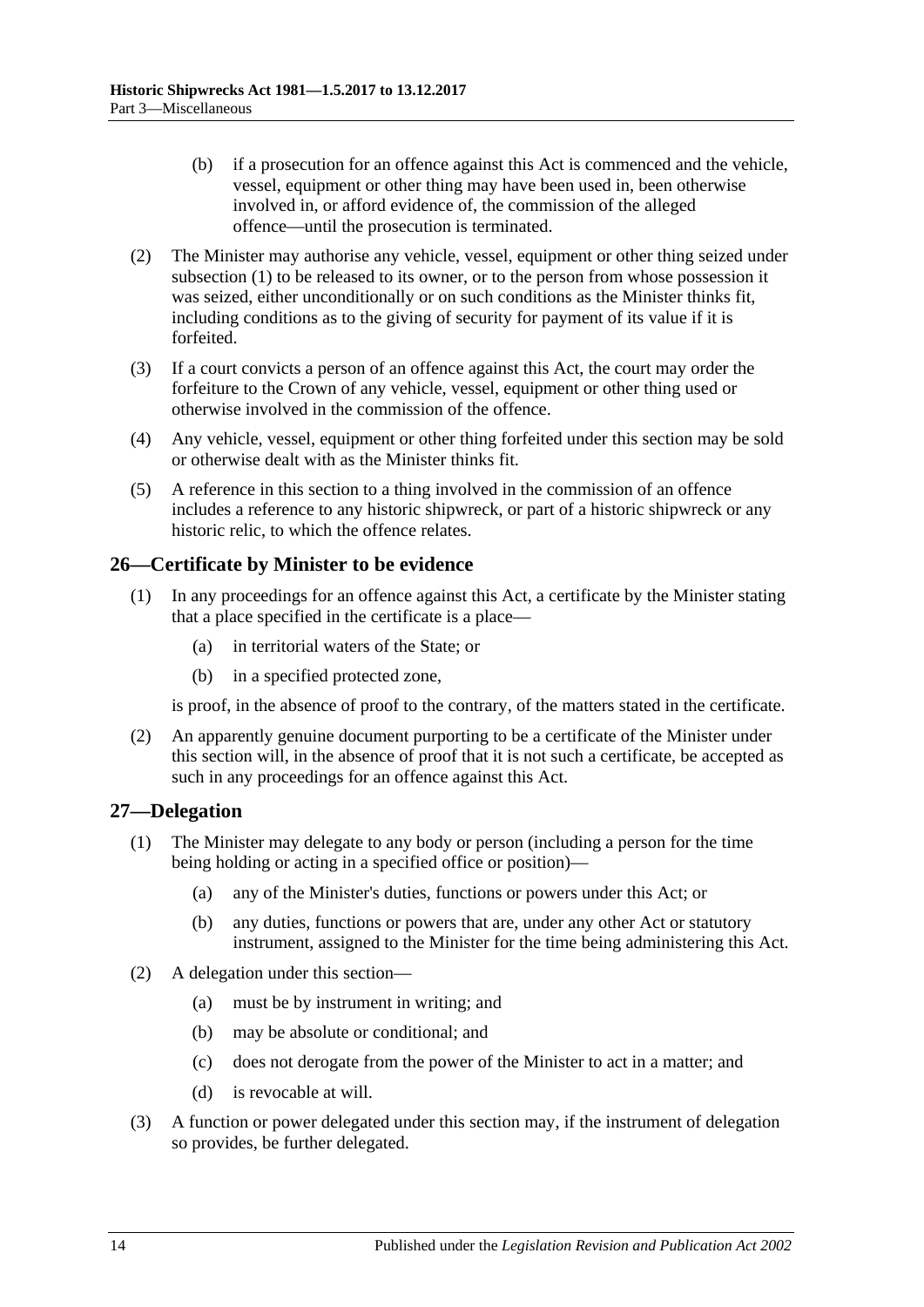(b) if a prosecution for an offence against this Act is commenced and the vehicle, vessel, equipment or other thing may have been used in, been otherwise involved in, or afford evidence of, the commission of the alleged offence—until the prosecution is terminated.

(2) The Minister may authorise any vehicle, vessel, equipment or other thing seized under subsection (1) to be released to its owner, or to the person from whose possession it was seized, either unconditionally or on such conditions as the Minister thinks fit, including conditions as to the giving of security for payment of its value if it is forfeited.

(3) If a court convicts a person of an offence against this Act, the court may order the forfeiture to the Crown of any vehicle, vessel, equipment or other thing used or otherwise involved in the commission of the offence.

(4) Any vehicle, vessel, equipment or other thing forfeited under this section may be sold or otherwise dealt with as the Minister thinks fit.

(5) A reference in this section to a thing involved in the commission of an offence includes a reference to any historic shipwreck, or part of a historic shipwreck or any historic relic, to which the offence relates.

## 26—Certificate by Minister to be evidence

(1) In any proceedings for an offence against this Act, a certificate by the Minister stating that a place specified in the certificate is a place—

(a) in territorial waters of the State; or

(b) in a specified protected zone,

is proof, in the absence of proof to the contrary, of the matters stated in the certificate.

(2) An apparently genuine document purporting to be a certificate of the Minister under this section will, in the absence of proof that it is not such a certificate, be accepted as such in any proceedings for an offence against this Act.

## 27—Delegation

(1) The Minister may delegate to any body or person (including a person for the time being holding or acting in a specified office or position)—

(a) any of the Minister's duties, functions or powers under this Act; or

(b) any duties, functions or powers that are, under any other Act or statutory instrument, assigned to the Minister for the time being administering this Act.

(2) A delegation under this section—

(a) must be by instrument in writing; and

(b) may be absolute or conditional; and

(c) does not derogate from the power of the Minister to act in a matter; and

(d) is revocable at will.

(3) A function or power delegated under this section may, if the instrument of delegation so provides, be further delegated.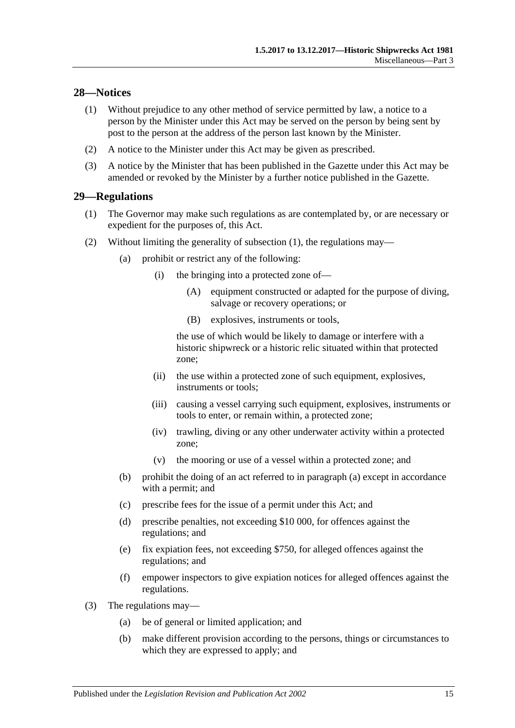## 28—Notices

(1) Without prejudice to any other method of service permitted by law, a notice to a person by the Minister under this Act may be served on the person by being sent by post to the person at the address of the person last known by the Minister.

(2) A notice to the Minister under this Act may be given as prescribed.

(3) A notice by the Minister that has been published in the Gazette under this Act may be amended or revoked by the Minister by a further notice published in the Gazette.

## 29—Regulations

(1) The Governor may make such regulations as are contemplated by, or are necessary or expedient for the purposes of, this Act.

(2) Without limiting the generality of subsection (1), the regulations may—

- (a) prohibit or restrict any of the following:
  - (i) the bringing into a protected zone of—
    - (A) equipment constructed or adapted for the purpose of diving, salvage or recovery operations; or
    - (B) explosives, instruments or tools,

    the use of which would be likely to damage or interfere with a historic shipwreck or a historic relic situated within that protected zone;
  - (ii) the use within a protected zone of such equipment, explosives, instruments or tools;
  - (iii) causing a vessel carrying such equipment, explosives, instruments or tools to enter, or remain within, a protected zone;
  - (iv) trawling, diving or any other underwater activity within a protected zone;
  - (v) the mooring or use of a vessel within a protected zone; and
- (b) prohibit the doing of an act referred to in paragraph (a) except in accordance with a permit; and
- (c) prescribe fees for the issue of a permit under this Act; and
- (d) prescribe penalties, not exceeding $10 000, for offences against the regulations; and
- (e) fix expiation fees, not exceeding $750, for alleged offences against the regulations; and
- (f) empower inspectors to give expiation notices for alleged offences against the regulations.

(3) The regulations may—

- (a) be of general or limited application; and
- (b) make different provision according to the persons, things or circumstances to which they are expressed to apply; and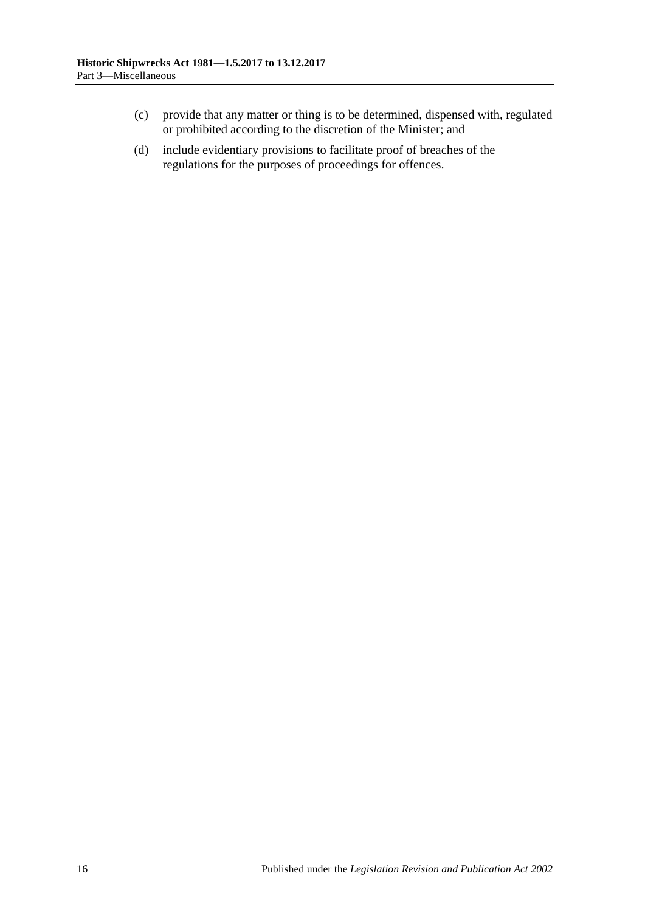(c) provide that any matter or thing is to be determined, dispensed with, regulated or prohibited according to the discretion of the Minister; and

(d) include evidentiary provisions to facilitate proof of breaches of the regulations for the purposes of proceedings for offences.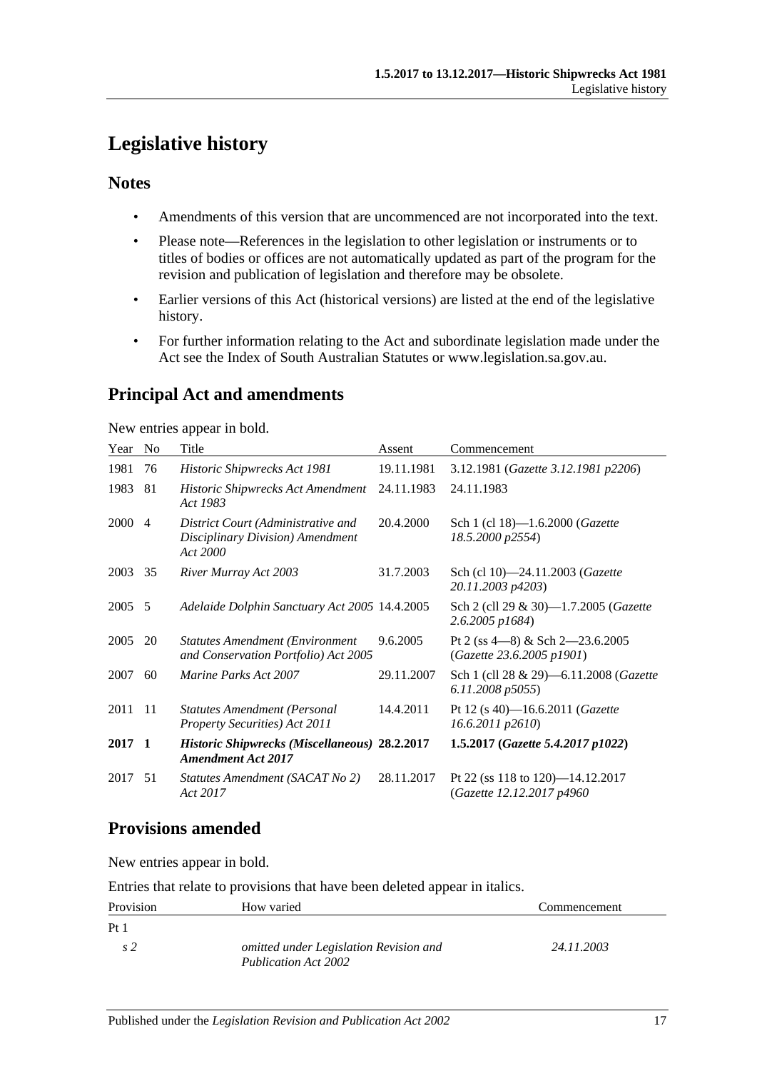# Legislative history

## Notes

- Amendments of this version that are uncommenced are not incorporated into the text.
- Please note—References in the legislation to other legislation or instruments or to titles of bodies or offices are not automatically updated as part of the program for the revision and publication of legislation and therefore may be obsolete.
- Earlier versions of this Act (historical versions) are listed at the end of the legislative history.
- For further information relating to the Act and subordinate legislation made under the Act see the Index of South Australian Statutes or www.legislation.sa.gov.au.

## Principal Act and amendments

New entries appear in bold.

| Year | No | Title | Assent | Commencement |
|---|---|---|---|---|
| 1981 | 76 | *Historic Shipwrecks Act 1981* | 19.11.1981 | 3.12.1981 (*Gazette 3.12.1981 p2206*) |
| 1983 | 81 | *Historic Shipwrecks Act Amendment Act 1983* | 24.11.1983 | 24.11.1983 |
| 2000 | 4 | *District Court (Administrative and Disciplinary Division) Amendment Act 2000* | 20.4.2000 | Sch 1 (cl 18)—1.6.2000 (*Gazette 18.5.2000 p2554*) |
| 2003 | 35 | *River Murray Act 2003* | 31.7.2003 | Sch (cl 10)—24.11.2003 (*Gazette 20.11.2003 p4203*) |
| 2005 | 5 | *Adelaide Dolphin Sanctuary Act 2005* | 14.4.2005 | Sch 2 (cll 29 & 30)—1.7.2005 (*Gazette 2.6.2005 p1684*) |
| 2005 | 20 | *Statutes Amendment (Environment and Conservation Portfolio) Act 2005* | 9.6.2005 | Pt 2 (ss 4—8) & Sch 2—23.6.2005 (*Gazette 23.6.2005 p1901*) |
| 2007 | 60 | *Marine Parks Act 2007* | 29.11.2007 | Sch 1 (cll 28 & 29)—6.11.2008 (*Gazette 6.11.2008 p5055*) |
| 2011 | 11 | *Statutes Amendment (Personal Property Securities) Act 2011* | 14.4.2011 | Pt 12 (s 40)—16.6.2011 (*Gazette 16.6.2011 p2610*) |
| **2017** | **1** | ***Historic Shipwrecks (Miscellaneous) Amendment Act 2017*** | **28.2.2017** | **1.5.2017 (*Gazette 5.4.2017 p1022*)** |
| 2017 | 51 | *Statutes Amendment (SACAT No 2) Act 2017* | 28.11.2017 | Pt 22 (ss 118 to 120)—14.12.2017 (*Gazette 12.12.2017 p4960* |

## Provisions amended

New entries appear in bold.

Entries that relate to provisions that have been deleted appear in italics.

| Provision | How varied | Commencement |
|---|---|---|
| Pt 1 | | |
| *s 2* | *omitted under Legislation Revision and Publication Act 2002* | *24.11.2003* |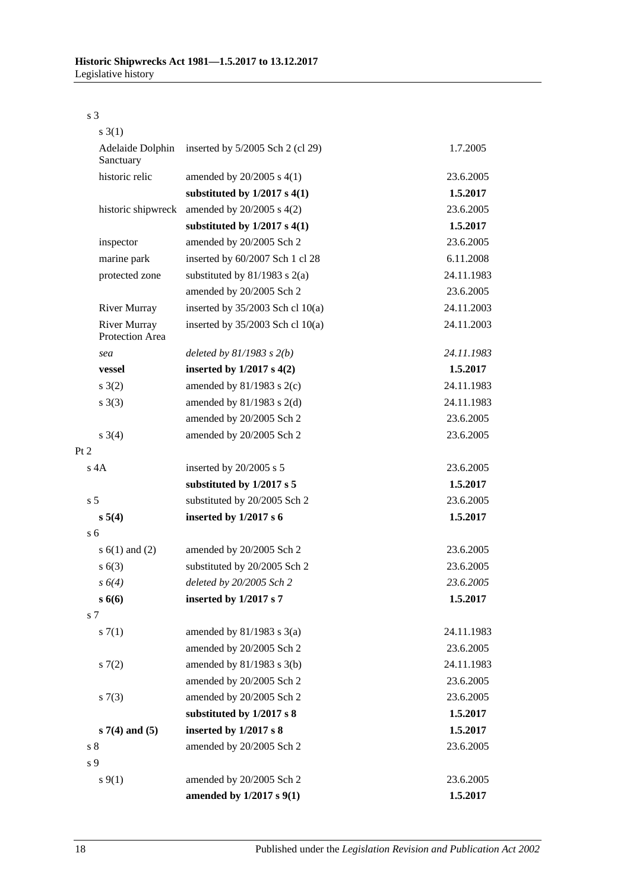| | | |
|---|---|---|
| s 3 | | |
| s 3(1) | | |
| Adelaide Dolphin Sanctuary | inserted by 5/2005 Sch 2 (cl 29) | 1.7.2005 |
| historic relic | amended by 20/2005 s 4(1) | 23.6.2005 |
| | **substituted by 1/2017 s 4(1)** | **1.5.2017** |
| historic shipwreck | amended by 20/2005 s 4(2) | 23.6.2005 |
| | **substituted by 1/2017 s 4(1)** | **1.5.2017** |
| inspector | amended by 20/2005 Sch 2 | 23.6.2005 |
| marine park | inserted by 60/2007 Sch 1 cl 28 | 6.11.2008 |
| protected zone | substituted by 81/1983 s 2(a) | 24.11.1983 |
| | amended by 20/2005 Sch 2 | 23.6.2005 |
| River Murray | inserted by 35/2003 Sch cl 10(a) | 24.11.2003 |
| River Murray Protection Area | inserted by 35/2003 Sch cl 10(a) | 24.11.2003 |
| *sea* | *deleted by 81/1983 s 2(b)* | *24.11.1983* |
| **vessel** | **inserted by 1/2017 s 4(2)** | **1.5.2017** |
| s 3(2) | amended by 81/1983 s 2(c) | 24.11.1983 |
| s 3(3) | amended by 81/1983 s 2(d) | 24.11.1983 |
| | amended by 20/2005 Sch 2 | 23.6.2005 |
| s 3(4) | amended by 20/2005 Sch 2 | 23.6.2005 |
| Pt 2 | | |
| s 4A | inserted by 20/2005 s 5 | 23.6.2005 |
| | **substituted by 1/2017 s 5** | **1.5.2017** |
| s 5 | substituted by 20/2005 Sch 2 | 23.6.2005 |
| **s 5(4)** | **inserted by 1/2017 s 6** | **1.5.2017** |
| s 6 | | |
| s 6(1) and (2) | amended by 20/2005 Sch 2 | 23.6.2005 |
| s 6(3) | substituted by 20/2005 Sch 2 | 23.6.2005 |
| *s 6(4)* | *deleted by 20/2005 Sch 2* | *23.6.2005* |
| **s 6(6)** | **inserted by 1/2017 s 7** | **1.5.2017** |
| s 7 | | |
| s 7(1) | amended by 81/1983 s 3(a) | 24.11.1983 |
| | amended by 20/2005 Sch 2 | 23.6.2005 |
| s 7(2) | amended by 81/1983 s 3(b) | 24.11.1983 |
| | amended by 20/2005 Sch 2 | 23.6.2005 |
| s 7(3) | amended by 20/2005 Sch 2 | 23.6.2005 |
| | **substituted by 1/2017 s 8** | **1.5.2017** |
| **s 7(4) and (5)** | **inserted by 1/2017 s 8** | **1.5.2017** |
| s 8 | amended by 20/2005 Sch 2 | 23.6.2005 |
| s 9 | | |
| s 9(1) | amended by 20/2005 Sch 2 | 23.6.2005 |
| | **amended by 1/2017 s 9(1)** | **1.5.2017** |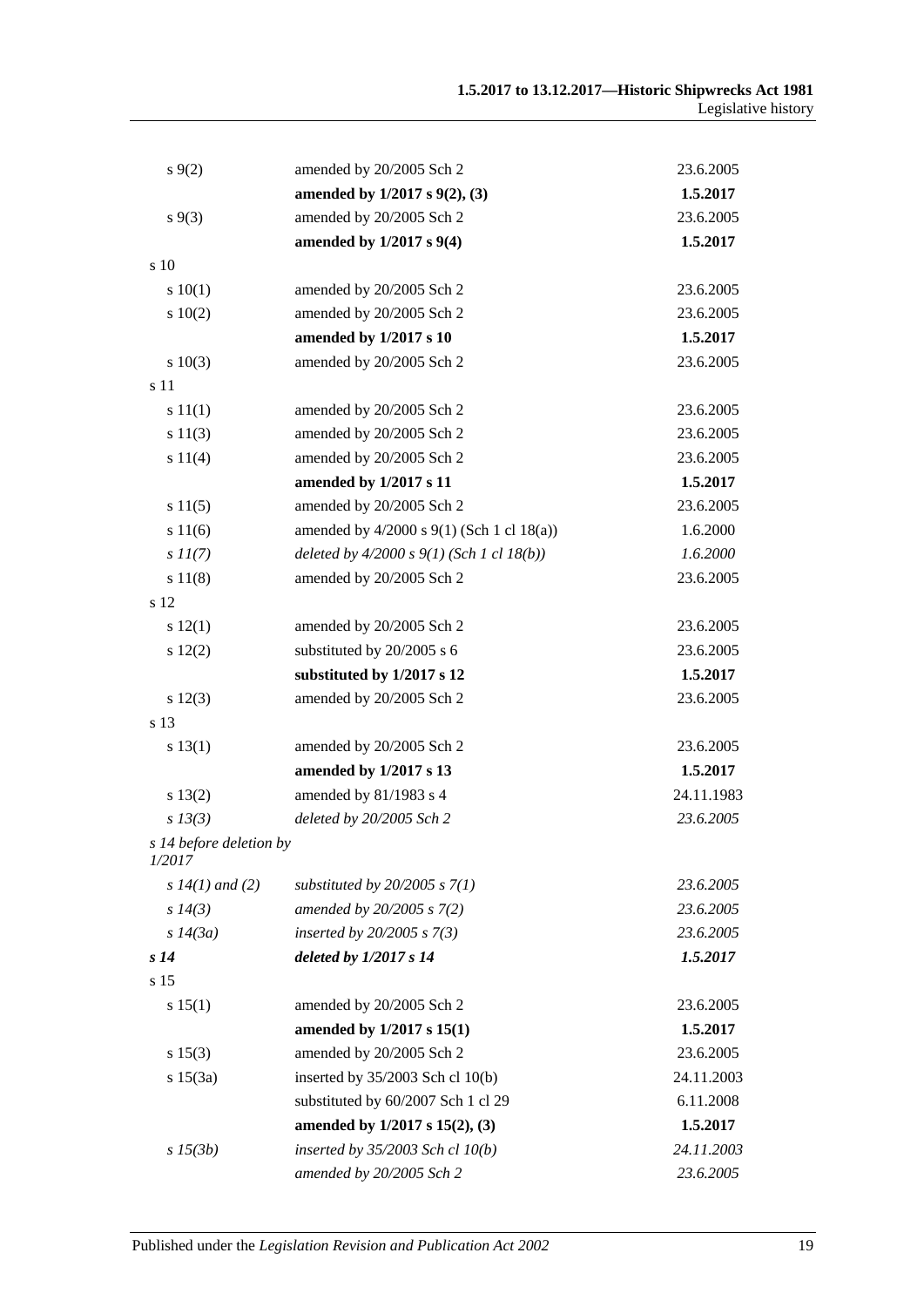| | | |
|---|---|---|
| s 9(2) | amended by 20/2005 Sch 2 | 23.6.2005 |
| | **amended by 1/2017 s 9(2), (3)** | **1.5.2017** |
| s 9(3) | amended by 20/2005 Sch 2 | 23.6.2005 |
| | **amended by 1/2017 s 9(4)** | **1.5.2017** |
| s 10 | | |
| s 10(1) | amended by 20/2005 Sch 2 | 23.6.2005 |
| s 10(2) | amended by 20/2005 Sch 2 | 23.6.2005 |
| | **amended by 1/2017 s 10** | **1.5.2017** |
| s 10(3) | amended by 20/2005 Sch 2 | 23.6.2005 |
| s 11 | | |
| s 11(1) | amended by 20/2005 Sch 2 | 23.6.2005 |
| s 11(3) | amended by 20/2005 Sch 2 | 23.6.2005 |
| s 11(4) | amended by 20/2005 Sch 2 | 23.6.2005 |
| | **amended by 1/2017 s 11** | **1.5.2017** |
| s 11(5) | amended by 20/2005 Sch 2 | 23.6.2005 |
| s 11(6) | amended by 4/2000 s 9(1) (Sch 1 cl 18(a)) | 1.6.2000 |
| *s 11(7)* | *deleted by 4/2000 s 9(1) (Sch 1 cl 18(b))* | *1.6.2000* |
| s 11(8) | amended by 20/2005 Sch 2 | 23.6.2005 |
| s 12 | | |
| s 12(1) | amended by 20/2005 Sch 2 | 23.6.2005 |
| s 12(2) | substituted by 20/2005 s 6 | 23.6.2005 |
| | **substituted by 1/2017 s 12** | **1.5.2017** |
| s 12(3) | amended by 20/2005 Sch 2 | 23.6.2005 |
| s 13 | | |
| s 13(1) | amended by 20/2005 Sch 2 | 23.6.2005 |
| | **amended by 1/2017 s 13** | **1.5.2017** |
| s 13(2) | amended by 81/1983 s 4 | 24.11.1983 |
| *s 13(3)* | *deleted by 20/2005 Sch 2* | *23.6.2005* |
| *s 14 before deletion by 1/2017* | | |
| *s 14(1) and (2)* | *substituted by 20/2005 s 7(1)* | *23.6.2005* |
| *s 14(3)* | *amended by 20/2005 s 7(2)* | *23.6.2005* |
| *s 14(3a)* | *inserted by 20/2005 s 7(3)* | *23.6.2005* |
| ***s 14*** | ***deleted by 1/2017 s 14*** | ***1.5.2017*** |
| s 15 | | |
| s 15(1) | amended by 20/2005 Sch 2 | 23.6.2005 |
| | **amended by 1/2017 s 15(1)** | **1.5.2017** |
| s 15(3) | amended by 20/2005 Sch 2 | 23.6.2005 |
| s 15(3a) | inserted by 35/2003 Sch cl 10(b) | 24.11.2003 |
| | substituted by 60/2007 Sch 1 cl 29 | 6.11.2008 |
| | **amended by 1/2017 s 15(2), (3)** | **1.5.2017** |
| *s 15(3b)* | *inserted by 35/2003 Sch cl 10(b)* | *24.11.2003* |
| | *amended by 20/2005 Sch 2* | *23.6.2005* |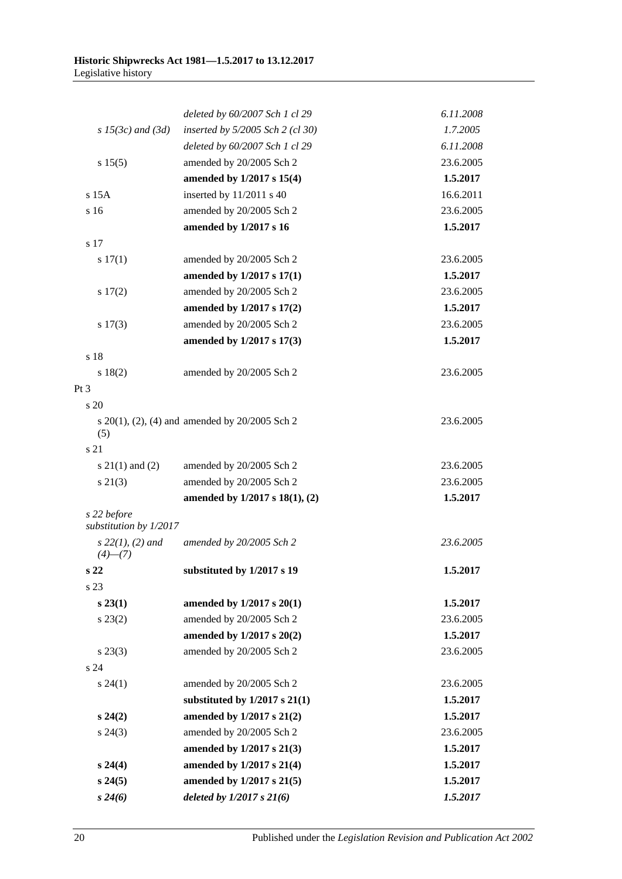| | | |
|---|---|---|
| | *deleted by 60/2007 Sch 1 cl 29* | *6.11.2008* |
| *s 15(3c) and (3d)* | *inserted by 5/2005 Sch 2 (cl 30)* | *1.7.2005* |
| | *deleted by 60/2007 Sch 1 cl 29* | *6.11.2008* |
| s 15(5) | amended by 20/2005 Sch 2 | 23.6.2005 |
| | **amended by 1/2017 s 15(4)** | **1.5.2017** |
| s 15A | inserted by 11/2011 s 40 | 16.6.2011 |
| s 16 | amended by 20/2005 Sch 2 | 23.6.2005 |
| | **amended by 1/2017 s 16** | **1.5.2017** |
| s 17 | | |
| s 17(1) | amended by 20/2005 Sch 2 | 23.6.2005 |
| | **amended by 1/2017 s 17(1)** | **1.5.2017** |
| s 17(2) | amended by 20/2005 Sch 2 | 23.6.2005 |
| | **amended by 1/2017 s 17(2)** | **1.5.2017** |
| s 17(3) | amended by 20/2005 Sch 2 | 23.6.2005 |
| | **amended by 1/2017 s 17(3)** | **1.5.2017** |
| s 18 | | |
| s 18(2) | amended by 20/2005 Sch 2 | 23.6.2005 |
| Pt 3 | | |
| s 20 | | |
| s 20(1), (2), (4) and (5) | amended by 20/2005 Sch 2 | 23.6.2005 |
| s 21 | | |
| s 21(1) and (2) | amended by 20/2005 Sch 2 | 23.6.2005 |
| s 21(3) | amended by 20/2005 Sch 2 | 23.6.2005 |
| | **amended by 1/2017 s 18(1), (2)** | **1.5.2017** |
| *s 22 before substitution by 1/2017* | | |
| *s 22(1), (2) and (4)—(7)* | *amended by 20/2005 Sch 2* | *23.6.2005* |
| **s 22** | **substituted by 1/2017 s 19** | **1.5.2017** |
| s 23 | | |
| **s 23(1)** | **amended by 1/2017 s 20(1)** | **1.5.2017** |
| s 23(2) | amended by 20/2005 Sch 2 | 23.6.2005 |
| | **amended by 1/2017 s 20(2)** | **1.5.2017** |
| s 23(3) | amended by 20/2005 Sch 2 | 23.6.2005 |
| s 24 | | |
| s 24(1) | amended by 20/2005 Sch 2 | 23.6.2005 |
| | **substituted by 1/2017 s 21(1)** | **1.5.2017** |
| **s 24(2)** | **amended by 1/2017 s 21(2)** | **1.5.2017** |
| s 24(3) | amended by 20/2005 Sch 2 | 23.6.2005 |
| | **amended by 1/2017 s 21(3)** | **1.5.2017** |
| **s 24(4)** | **amended by 1/2017 s 21(4)** | **1.5.2017** |
| **s 24(5)** | **amended by 1/2017 s 21(5)** | **1.5.2017** |
| ***s 24(6)*** | ***deleted by 1/2017 s 21(6)*** | ***1.5.2017*** |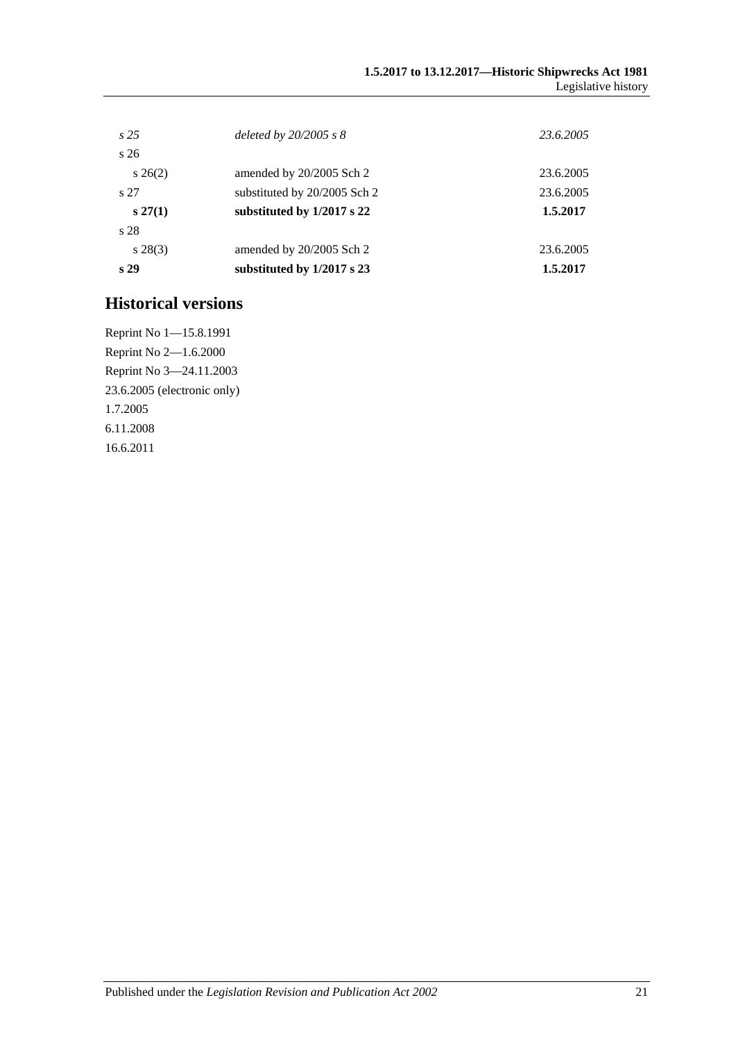| | | |
|---|---|---|
| *s 25* | *deleted by 20/2005 s 8* | *23.6.2005* |
| s 26 | | |
| s 26(2) | amended by 20/2005 Sch 2 | 23.6.2005 |
| s 27 | substituted by 20/2005 Sch 2 | 23.6.2005 |
| **s 27(1)** | **substituted by 1/2017 s 22** | **1.5.2017** |
| s 28 | | |
| s 28(3) | amended by 20/2005 Sch 2 | 23.6.2005 |
| **s 29** | **substituted by 1/2017 s 23** | **1.5.2017** |

## Historical versions

Reprint No 1—15.8.1991

Reprint No 2—1.6.2000

Reprint No 3—24.11.2003

23.6.2005 (electronic only)

1.7.2005

6.11.2008

16.6.2011